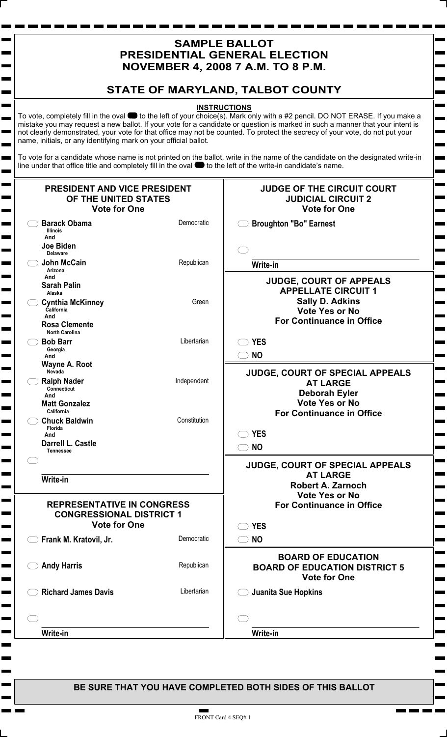# SAMPLE BALLOT
# PRESIDENTIAL GENERAL ELECTION
# NOVEMBER 4, 2008 7 A.M. TO 8 P.M.

## STATE OF MARYLAND, TALBOT COUNTY

### INSTRUCTIONS

To vote, completely fill in the oval ⬬ to the left of your choice(s). Mark only with a #2 pencil. DO NOT ERASE. If you make a mistake you may request a new ballot. If your vote for a candidate or question is marked in such a manner that your intent is not clearly demonstrated, your vote for that office may not be counted. To protect the secrecy of your vote, do not put your name, initials, or any identifying mark on your official ballot.

To vote for a candidate whose name is not printed on the ballot, write in the name of the candidate on the designated write-in line under that office title and completely fill in the oval ⬬ to the left of the write-in candidate's name.

### PRESIDENT AND VICE PRESIDENT OF THE UNITED STATES
**Vote for One**

- ⬭ **Barack Obama** (Illinois) And **Joe Biden** (Delaware) — Democratic
- ⬭ **John McCain** (Arizona) And **Sarah Palin** (Alaska) — Republican
- ⬭ **Cynthia McKinney** (California) And **Rosa Clemente** (North Carolina) — Green
- ⬭ **Bob Barr** (Georgia) And **Wayne A. Root** (Nevada) — Libertarian
- ⬭ **Ralph Nader** (Connecticut) And **Matt Gonzalez** (California) — Independent
- ⬭ **Chuck Baldwin** (Florida) And **Darrell L. Castle** (Tennessee) — Constitution
- ⬭ ____________________ **Write-in**

### REPRESENTATIVE IN CONGRESS CONGRESSIONAL DISTRICT 1
**Vote for One**

- ⬭ **Frank M. Kratovil, Jr.** — Democratic
- ⬭ **Andy Harris** — Republican
- ⬭ **Richard James Davis** — Libertarian
- ⬭ ____________________ **Write-in**

### JUDGE OF THE CIRCUIT COURT JUDICIAL CIRCUIT 2
**Vote for One**

- ⬭ **Broughton "Bo" Earnest**
- ⬭ ____________________ **Write-in**

### JUDGE, COURT OF APPEALS APPELLATE CIRCUIT 1
**Sally D. Adkins**
**Vote Yes or No**
**For Continuance in Office**

- ⬭ **YES**
- ⬭ **NO**

### JUDGE, COURT OF SPECIAL APPEALS AT LARGE
**Deborah Eyler**
**Vote Yes or No**
**For Continuance in Office**

- ⬭ **YES**
- ⬭ **NO**

### JUDGE, COURT OF SPECIAL APPEALS AT LARGE
**Robert A. Zarnoch**
**Vote Yes or No**
**For Continuance in Office**

- ⬭ **YES**
- ⬭ **NO**

### BOARD OF EDUCATION BOARD OF EDUCATION DISTRICT 5
**Vote for One**

- ⬭ **Juanita Sue Hopkins**
- ⬭ ____________________ **Write-in**

**BE SURE THAT YOU HAVE COMPLETED BOTH SIDES OF THIS BALLOT**

FRONT Card 4 SEQ# 1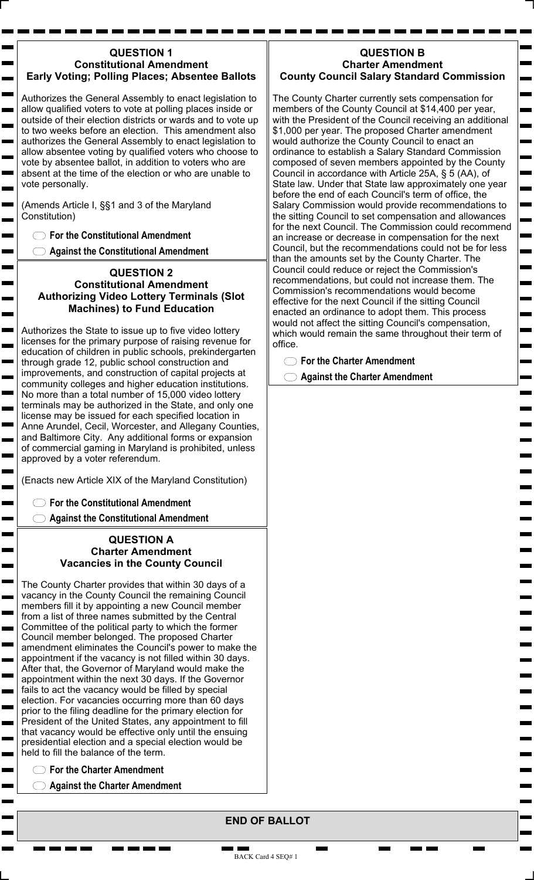## QUESTION 1
### Constitutional Amendment
### Early Voting; Polling Places; Absentee Ballots

Authorizes the General Assembly to enact legislation to allow qualified voters to vote at polling places inside or outside of their election districts or wards and to vote up to two weeks before an election. This amendment also authorizes the General Assembly to enact legislation to allow absentee voting by qualified voters who choose to vote by absentee ballot, in addition to voters who are absent at the time of the election or who are unable to vote personally.

(Amends Article I, §§1 and 3 of the Maryland Constitution)

- ⬭ **For the Constitutional Amendment**
- ⬭ **Against the Constitutional Amendment**

## QUESTION 2
### Constitutional Amendment
### Authorizing Video Lottery Terminals (Slot Machines) to Fund Education

Authorizes the State to issue up to five video lottery licenses for the primary purpose of raising revenue for education of children in public schools, prekindergarten through grade 12, public school construction and improvements, and construction of capital projects at community colleges and higher education institutions. No more than a total number of 15,000 video lottery terminals may be authorized in the State, and only one license may be issued for each specified location in Anne Arundel, Cecil, Worcester, and Allegany Counties, and Baltimore City. Any additional forms or expansion of commercial gaming in Maryland is prohibited, unless approved by a voter referendum.

(Enacts new Article XIX of the Maryland Constitution)

- ⬭ **For the Constitutional Amendment**
- ⬭ **Against the Constitutional Amendment**

## QUESTION A
### Charter Amendment
### Vacancies in the County Council

The County Charter provides that within 30 days of a vacancy in the County Council the remaining Council members fill it by appointing a new Council member from a list of three names submitted by the Central Committee of the political party to which the former Council member belonged. The proposed Charter amendment eliminates the Council's power to make the appointment if the vacancy is not filled within 30 days. After that, the Governor of Maryland would make the appointment within the next 30 days. If the Governor fails to act the vacancy would be filled by special election. For vacancies occurring more than 60 days prior to the filing deadline for the primary election for President of the United States, any appointment to fill that vacancy would be effective only until the ensuing presidential election and a special election would be held to fill the balance of the term.

- ⬭ **For the Charter Amendment**
- ⬭ **Against the Charter Amendment**

## QUESTION B
### Charter Amendment
### County Council Salary Standard Commission

The County Charter currently sets compensation for members of the County Council at $14,400 per year, with the President of the Council receiving an additional $1,000 per year. The proposed Charter amendment would authorize the County Council to enact an ordinance to establish a Salary Standard Commission composed of seven members appointed by the County Council in accordance with Article 25A, § 5 (AA), of State law. Under that State law approximately one year before the end of each Council's term of office, the Salary Commission would provide recommendations to the sitting Council to set compensation and allowances for the next Council. The Commission could recommend an increase or decrease in compensation for the next Council, but the recommendations could not be for less than the amounts set by the County Charter. The Council could reduce or reject the Commission's recommendations, but could not increase them. The Commission's recommendations would become effective for the next Council if the sitting Council enacted an ordinance to adopt them. This process would not affect the sitting Council's compensation, which would remain the same throughout their term of office.

- ⬭ **For the Charter Amendment**
- ⬭ **Against the Charter Amendment**

**END OF BALLOT**

BACK Card 4 SEQ# 1